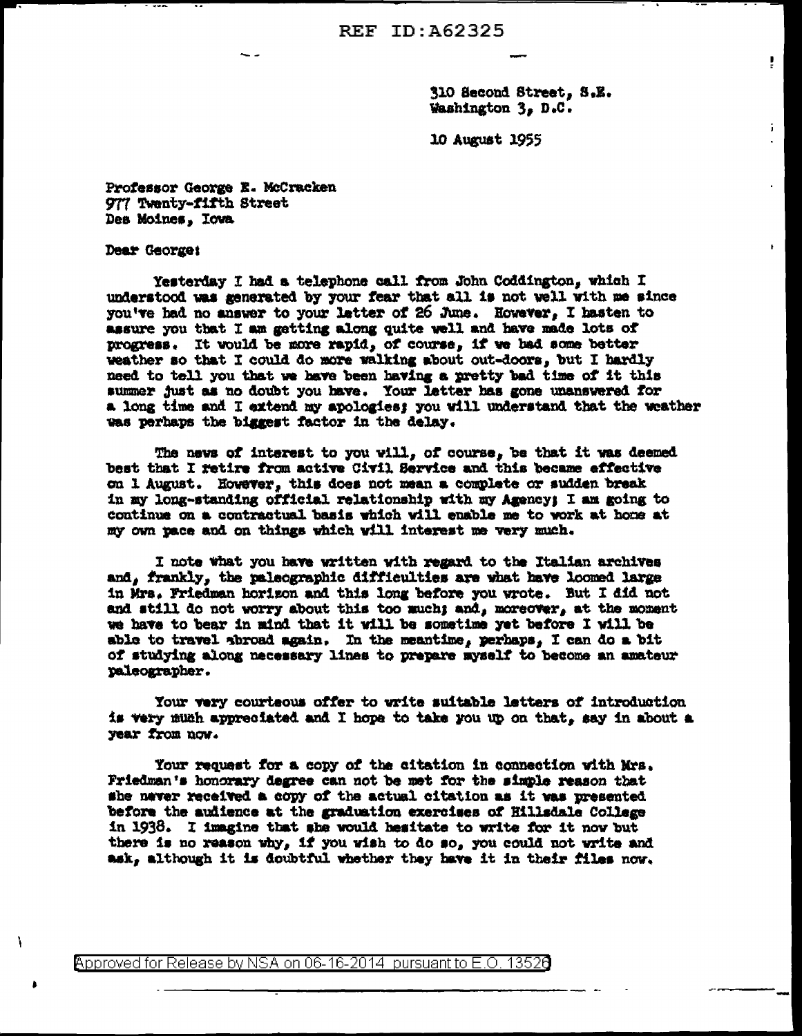REF ID:A62325

310 Second Street, S.E.
Washington 3, D.C.

10 August 1955

Professor George E. McCracken
977 Twenty-fifth Street
Des Moines, Iowa

Dear George:

Yesterday I had a telephone call from John Coddington, which I understood was generated by your fear that all is not well with me since you've had no answer to your letter of 26 June. However, I hasten to assure you that I am getting along quite well and have made lots of progress. It would be more rapid, of course, if we had some better weather so that I could do more walking about out-doors, but I hardly need to tell you that we have been having a pretty bad time of it this summer just as no doubt you have. Your letter has gone unanswered for a long time and I extend my apologies; you will understand that the weather was perhaps the biggest factor in the delay.

The news of interest to you will, of course, be that it was deemed best that I retire from active Civil Service and this became effective on 1 August. However, this does not mean a complete or sudden break in my long-standing official relationship with my Agency; I am going to continue on a contractual basis which will enable me to work at home at my own pace and on things which will interest me very much.

I note what you have written with regard to the Italian archives and, frankly, the paleographic difficulties are what have loomed large in Mrs. Friedman horizon and this long before you wrote. But I did not and still do not worry about this too much; and, moreover, at the moment we have to bear in mind that it will be sometime yet before I will be able to travel abroad again. In the meantime, perhaps, I can do a bit of studying along necessary lines to prepare myself to become an amateur paleographer.

Your very courteous offer to write suitable letters of introduction is very much appreciated and I hope to take you up on that, say in about a year from now.

Your request for a copy of the citation in connection with Mrs. Friedman's honorary degree can not be met for the simple reason that she never received a copy of the actual citation as it was presented before the audience at the graduation exercises of Hillsdale College in 1938. I imagine that she would hesitate to write for it now but there is no reason why, if you wish to do so, you could not write and ask, although it is doubtful whether they have it in their files now.

Approved for Release by NSA on 06-16-2014 pursuant to E.O. 13526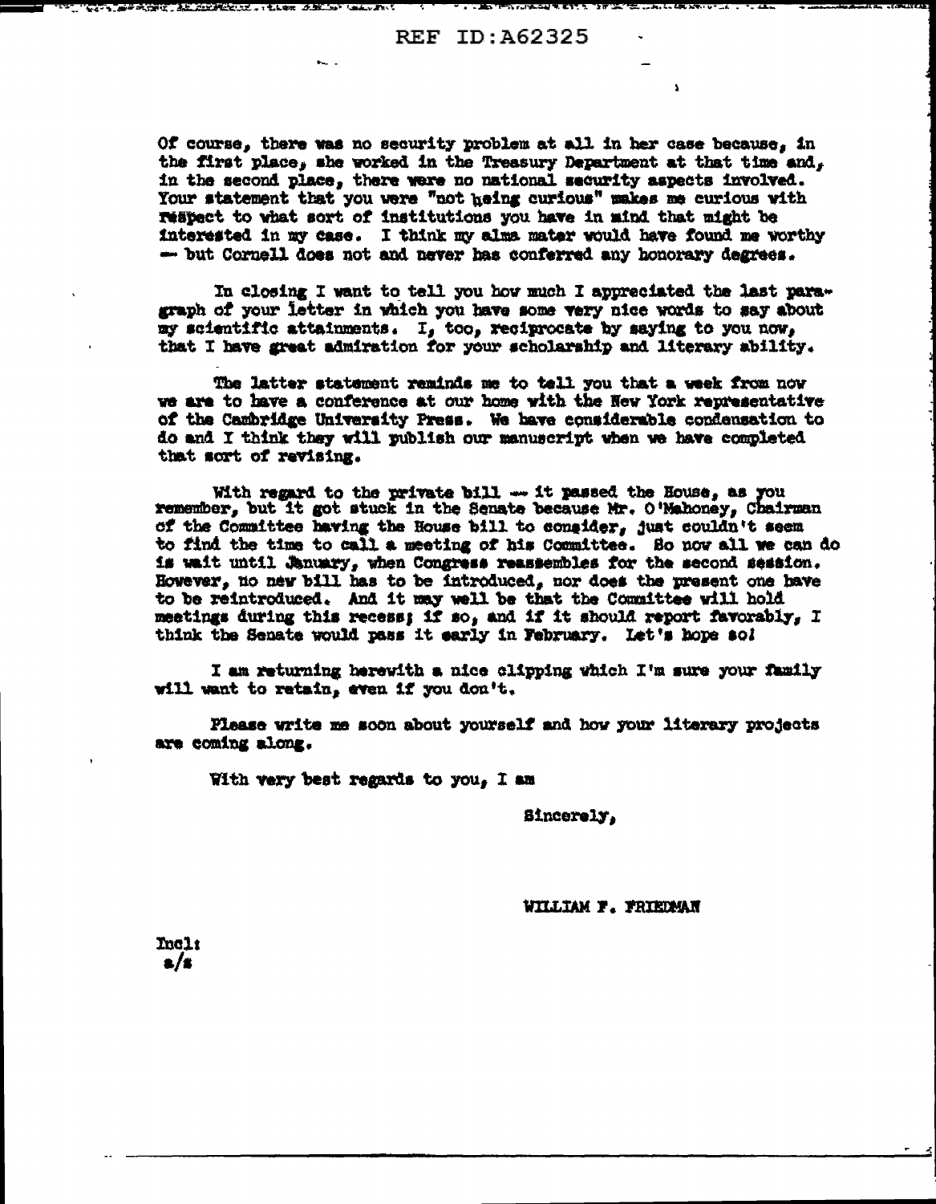Of course, there was no security problem at all in her case because, in the first place, she worked in the Treasury Department at that time and, in the second place, there were no national security aspects involved. Your statement that you were "not being curious" makes me curious with respect to what sort of institutions you have in mind that might be interested in my case. I think my alma mater would have found me worthy -- but Cornell does not and never has conferred any honorary degrees.

In closing I want to tell you how much I appreciated the last paragraph of your letter in which you have some very nice words to say about my scientific attainments. I, too, reciprocate by saying to you now, that I have great admiration for your scholarship and literary ability.

The latter statement reminds me to tell you that a week from now we are to have a conference at our home with the New York representative of the Cambridge University Press. We have considerable condensation to do and I think they will publish our manuscript when we have completed that sort of revising.

With regard to the private bill -- it passed the House, as you remember, but it got stuck in the Senate because Mr. O'Mahoney, Chairman of the Committee having the House bill to consider, just couldn't seem to find the time to call a meeting of his Committee. So now all we can do is wait until January, when Congress reassembles for the second session. However, no new bill has to be introduced, nor does the present one have to be reintroduced. And it may well be that the Committee will hold meetings during this recess; if so, and if it should report favorably, I think the Senate would pass it early in February. Let's hope so!

I am returning herewith a nice clipping which I'm sure your family will want to retain, even if you don't.

Please write me soon about yourself and how your literary projects are coming along.

With very best regards to you, I am

Sincerely,

WILLIAM F. FRIEDMAN

Incl:
a/s